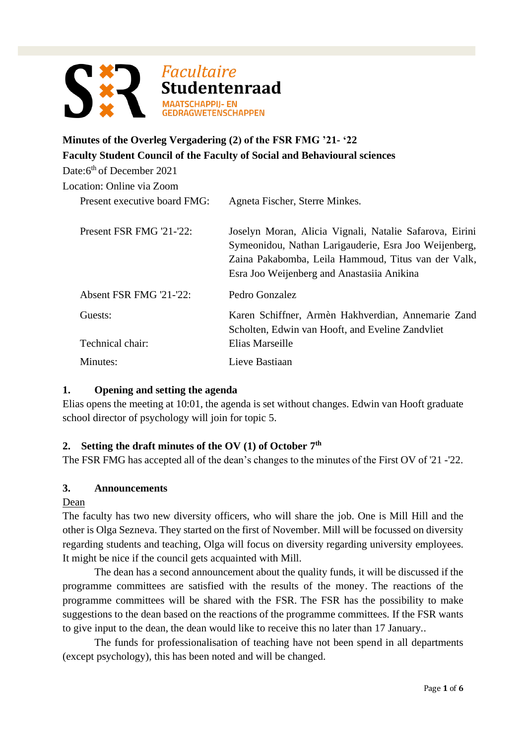Facultaire
**Studentenraad**
MAATSCHAPPIJ- EN
GEDRAGWETENSCHAPPEN

**Minutes of the Overleg Vergadering (2) of the FSR FMG '21- '22**
**Faculty Student Council of the Faculty of Social and Behavioural sciences**

Date:6th of December 2021

Location: Online via Zoom

| | |
|---|---|
| Present executive board FMG: | Agneta Fischer, Sterre Minkes. |
| Present FSR FMG '21-'22: | Joselyn Moran, Alicia Vignali, Natalie Safarova, Eirini Symeonidou, Nathan Larigauderie, Esra Joo Weijenberg, Zaina Pakabomba, Leila Hammoud, Titus van der Valk, Esra Joo Weijenberg and Anastasiia Anikina |
| Absent FSR FMG '21-'22: | Pedro Gonzalez |
| Guests: | Karen Schiffner, Armèn Hakhverdian, Annemarie Zand Scholten, Edwin van Hooft, and Eveline Zandvliet |
| Technical chair: | Elias Marseille |
| Minutes: | Lieve Bastiaan |

## 1. Opening and setting the agenda

Elias opens the meeting at 10:01, the agenda is set without changes. Edwin van Hooft graduate school director of psychology will join for topic 5.

## 2. Setting the draft minutes of the OV (1) of October 7th

The FSR FMG has accepted all of the dean's changes to the minutes of the First OV of '21 -'22.

## 3. Announcements

Dean

The faculty has two new diversity officers, who will share the job. One is Mill Hill and the other is Olga Sezneva. They started on the first of November. Mill will be focussed on diversity regarding students and teaching, Olga will focus on diversity regarding university employees. It might be nice if the council gets acquainted with Mill.

The dean has a second announcement about the quality funds, it will be discussed if the programme committees are satisfied with the results of the money. The reactions of the programme committees will be shared with the FSR. The FSR has the possibility to make suggestions to the dean based on the reactions of the programme committees. If the FSR wants to give input to the dean, the dean would like to receive this no later than 17 January..

The funds for professionalisation of teaching have not been spend in all departments (except psychology), this has been noted and will be changed.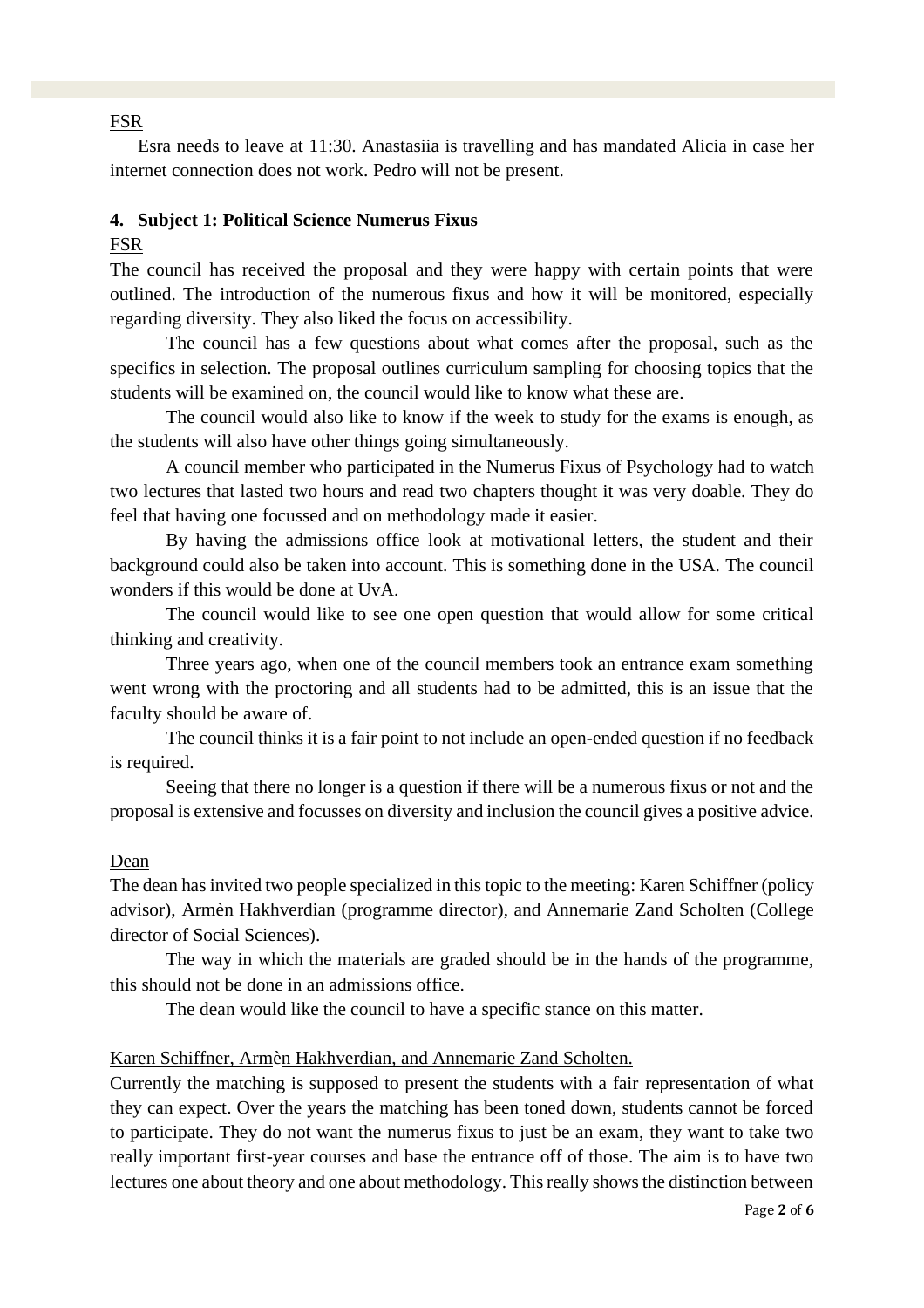FSR

Esra needs to leave at 11:30. Anastasiia is travelling and has mandated Alicia in case her internet connection does not work. Pedro will not be present.

## 4. Subject 1: Political Science Numerus Fixus

FSR

The council has received the proposal and they were happy with certain points that were outlined. The introduction of the numerous fixus and how it will be monitored, especially regarding diversity. They also liked the focus on accessibility.

The council has a few questions about what comes after the proposal, such as the specifics in selection. The proposal outlines curriculum sampling for choosing topics that the students will be examined on, the council would like to know what these are.

The council would also like to know if the week to study for the exams is enough, as the students will also have other things going simultaneously.

A council member who participated in the Numerus Fixus of Psychology had to watch two lectures that lasted two hours and read two chapters thought it was very doable. They do feel that having one focussed and on methodology made it easier.

By having the admissions office look at motivational letters, the student and their background could also be taken into account. This is something done in the USA. The council wonders if this would be done at UvA.

The council would like to see one open question that would allow for some critical thinking and creativity.

Three years ago, when one of the council members took an entrance exam something went wrong with the proctoring and all students had to be admitted, this is an issue that the faculty should be aware of.

The council thinks it is a fair point to not include an open-ended question if no feedback is required.

Seeing that there no longer is a question if there will be a numerous fixus or not and the proposal is extensive and focusses on diversity and inclusion the council gives a positive advice.

Dean

The dean has invited two people specialized in this topic to the meeting: Karen Schiffner (policy advisor), Armèn Hakhverdian (programme director), and Annemarie Zand Scholten (College director of Social Sciences).

The way in which the materials are graded should be in the hands of the programme, this should not be done in an admissions office.

The dean would like the council to have a specific stance on this matter.

Karen Schiffner, Armèn Hakhverdian, and Annemarie Zand Scholten.

Currently the matching is supposed to present the students with a fair representation of what they can expect. Over the years the matching has been toned down, students cannot be forced to participate. They do not want the numerus fixus to just be an exam, they want to take two really important first-year courses and base the entrance off of those. The aim is to have two lectures one about theory and one about methodology. This really shows the distinction between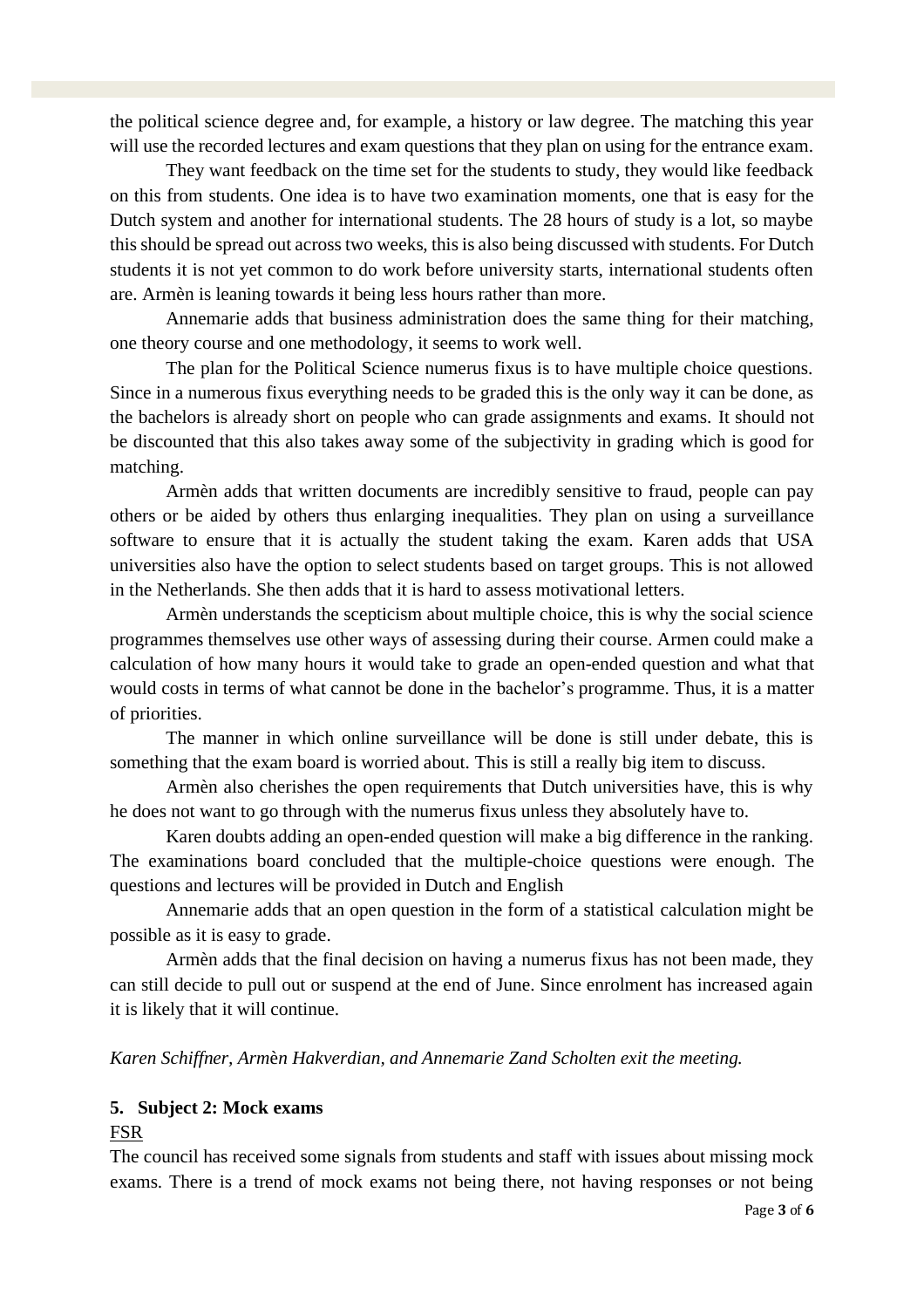the political science degree and, for example, a history or law degree. The matching this year will use the recorded lectures and exam questions that they plan on using for the entrance exam.

They want feedback on the time set for the students to study, they would like feedback on this from students. One idea is to have two examination moments, one that is easy for the Dutch system and another for international students. The 28 hours of study is a lot, so maybe this should be spread out across two weeks, this is also being discussed with students. For Dutch students it is not yet common to do work before university starts, international students often are. Armèn is leaning towards it being less hours rather than more.

Annemarie adds that business administration does the same thing for their matching, one theory course and one methodology, it seems to work well.

The plan for the Political Science numerus fixus is to have multiple choice questions. Since in a numerous fixus everything needs to be graded this is the only way it can be done, as the bachelors is already short on people who can grade assignments and exams. It should not be discounted that this also takes away some of the subjectivity in grading which is good for matching.

Armèn adds that written documents are incredibly sensitive to fraud, people can pay others or be aided by others thus enlarging inequalities. They plan on using a surveillance software to ensure that it is actually the student taking the exam. Karen adds that USA universities also have the option to select students based on target groups. This is not allowed in the Netherlands. She then adds that it is hard to assess motivational letters.

Armèn understands the scepticism about multiple choice, this is why the social science programmes themselves use other ways of assessing during their course. Armen could make a calculation of how many hours it would take to grade an open-ended question and what that would costs in terms of what cannot be done in the bachelor's programme. Thus, it is a matter of priorities.

The manner in which online surveillance will be done is still under debate, this is something that the exam board is worried about. This is still a really big item to discuss.

Armèn also cherishes the open requirements that Dutch universities have, this is why he does not want to go through with the numerus fixus unless they absolutely have to.

Karen doubts adding an open-ended question will make a big difference in the ranking. The examinations board concluded that the multiple-choice questions were enough. The questions and lectures will be provided in Dutch and English

Annemarie adds that an open question in the form of a statistical calculation might be possible as it is easy to grade.

Armèn adds that the final decision on having a numerus fixus has not been made, they can still decide to pull out or suspend at the end of June. Since enrolment has increased again it is likely that it will continue.

*Karen Schiffner, Armèn Hakverdian, and Annemarie Zand Scholten exit the meeting.*

**5. Subject 2: Mock exams**

FSR

The council has received some signals from students and staff with issues about missing mock exams. There is a trend of mock exams not being there, not having responses or not being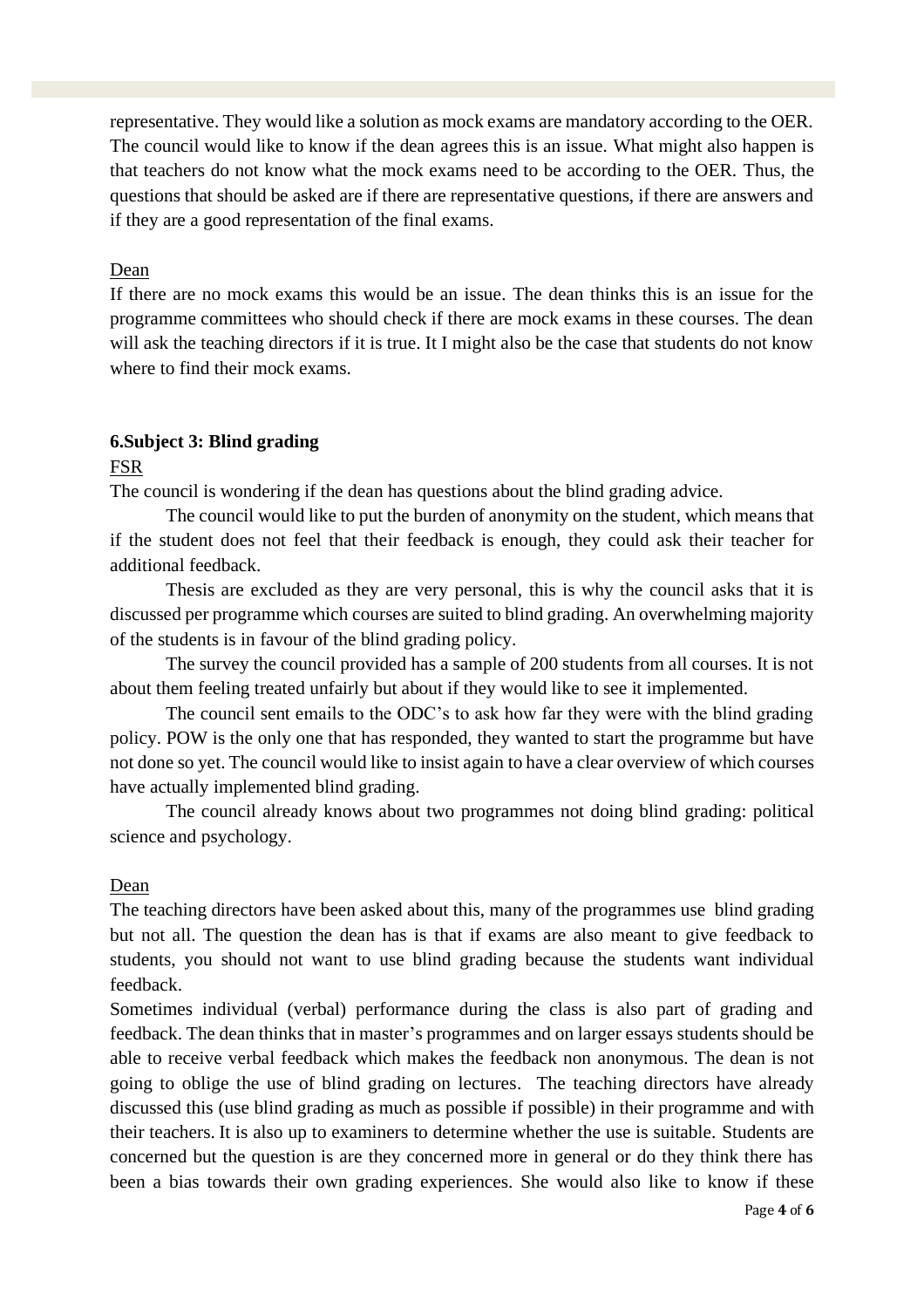representative. They would like a solution as mock exams are mandatory according to the OER. The council would like to know if the dean agrees this is an issue. What might also happen is that teachers do not know what the mock exams need to be according to the OER. Thus, the questions that should be asked are if there are representative questions, if there are answers and if they are a good representation of the final exams.

Dean

If there are no mock exams this would be an issue. The dean thinks this is an issue for the programme committees who should check if there are mock exams in these courses. The dean will ask the teaching directors if it is true. It I might also be the case that students do not know where to find their mock exams.

**6.Subject 3: Blind grading**

FSR

The council is wondering if the dean has questions about the blind grading advice.

The council would like to put the burden of anonymity on the student, which means that if the student does not feel that their feedback is enough, they could ask their teacher for additional feedback.

Thesis are excluded as they are very personal, this is why the council asks that it is discussed per programme which courses are suited to blind grading. An overwhelming majority of the students is in favour of the blind grading policy.

The survey the council provided has a sample of 200 students from all courses. It is not about them feeling treated unfairly but about if they would like to see it implemented.

The council sent emails to the ODC's to ask how far they were with the blind grading policy. POW is the only one that has responded, they wanted to start the programme but have not done so yet. The council would like to insist again to have a clear overview of which courses have actually implemented blind grading.

The council already knows about two programmes not doing blind grading: political science and psychology.

Dean

The teaching directors have been asked about this, many of the programmes use blind grading but not all. The question the dean has is that if exams are also meant to give feedback to students, you should not want to use blind grading because the students want individual feedback.

Sometimes individual (verbal) performance during the class is also part of grading and feedback. The dean thinks that in master's programmes and on larger essays students should be able to receive verbal feedback which makes the feedback non anonymous. The dean is not going to oblige the use of blind grading on lectures. The teaching directors have already discussed this (use blind grading as much as possible if possible) in their programme and with their teachers. It is also up to examiners to determine whether the use is suitable. Students are concerned but the question is are they concerned more in general or do they think there has been a bias towards their own grading experiences. She would also like to know if these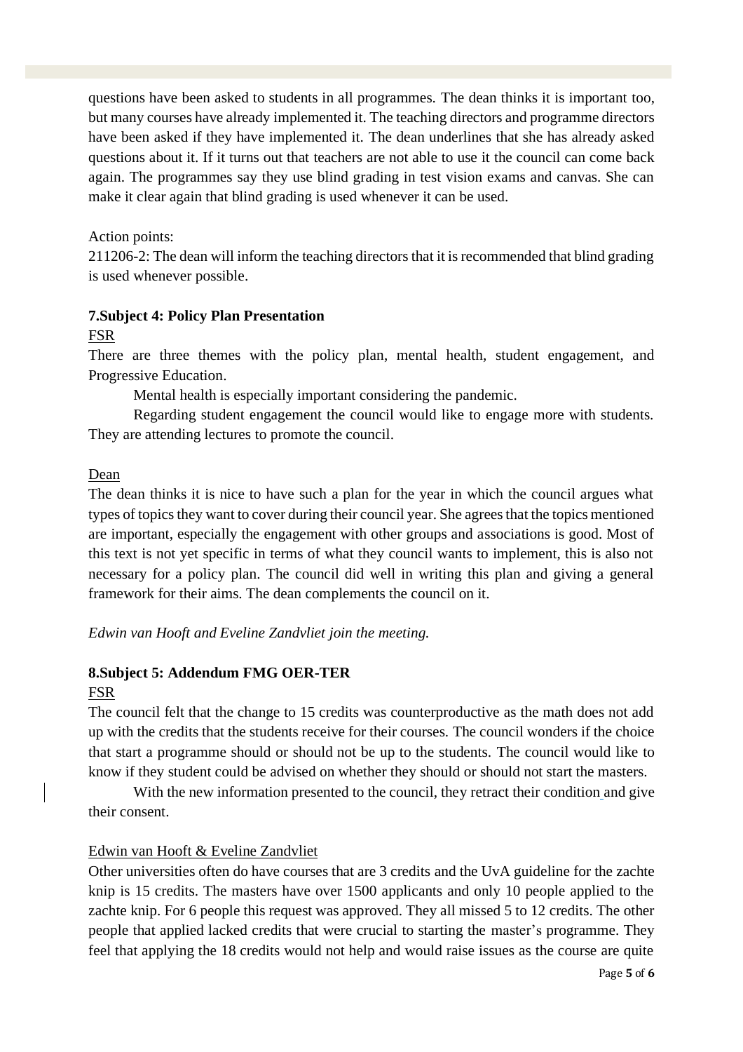questions have been asked to students in all programmes. The dean thinks it is important too, but many courses have already implemented it. The teaching directors and programme directors have been asked if they have implemented it. The dean underlines that she has already asked questions about it. If it turns out that teachers are not able to use it the council can come back again. The programmes say they use blind grading in test vision exams and canvas. She can make it clear again that blind grading is used whenever it can be used.

Action points:
211206-2: The dean will inform the teaching directors that it is recommended that blind grading is used whenever possible.

## 7.Subject 4: Policy Plan Presentation

FSR

There are three themes with the policy plan, mental health, student engagement, and Progressive Education.

Mental health is especially important considering the pandemic.

Regarding student engagement the council would like to engage more with students. They are attending lectures to promote the council.

Dean

The dean thinks it is nice to have such a plan for the year in which the council argues what types of topics they want to cover during their council year. She agrees that the topics mentioned are important, especially the engagement with other groups and associations is good. Most of this text is not yet specific in terms of what they council wants to implement, this is also not necessary for a policy plan. The council did well in writing this plan and giving a general framework for their aims. The dean complements the council on it.

*Edwin van Hooft and Eveline Zandvliet join the meeting.*

## 8.Subject 5: Addendum FMG OER-TER

FSR

The council felt that the change to 15 credits was counterproductive as the math does not add up with the credits that the students receive for their courses. The council wonders if the choice that start a programme should or should not be up to the students. The council would like to know if they student could be advised on whether they should or should not start the masters.

With the new information presented to the council, they retract their condition and give their consent.

Edwin van Hooft & Eveline Zandvliet

Other universities often do have courses that are 3 credits and the UvA guideline for the zachte knip is 15 credits. The masters have over 1500 applicants and only 10 people applied to the zachte knip. For 6 people this request was approved. They all missed 5 to 12 credits. The other people that applied lacked credits that were crucial to starting the master's programme. They feel that applying the 18 credits would not help and would raise issues as the course are quite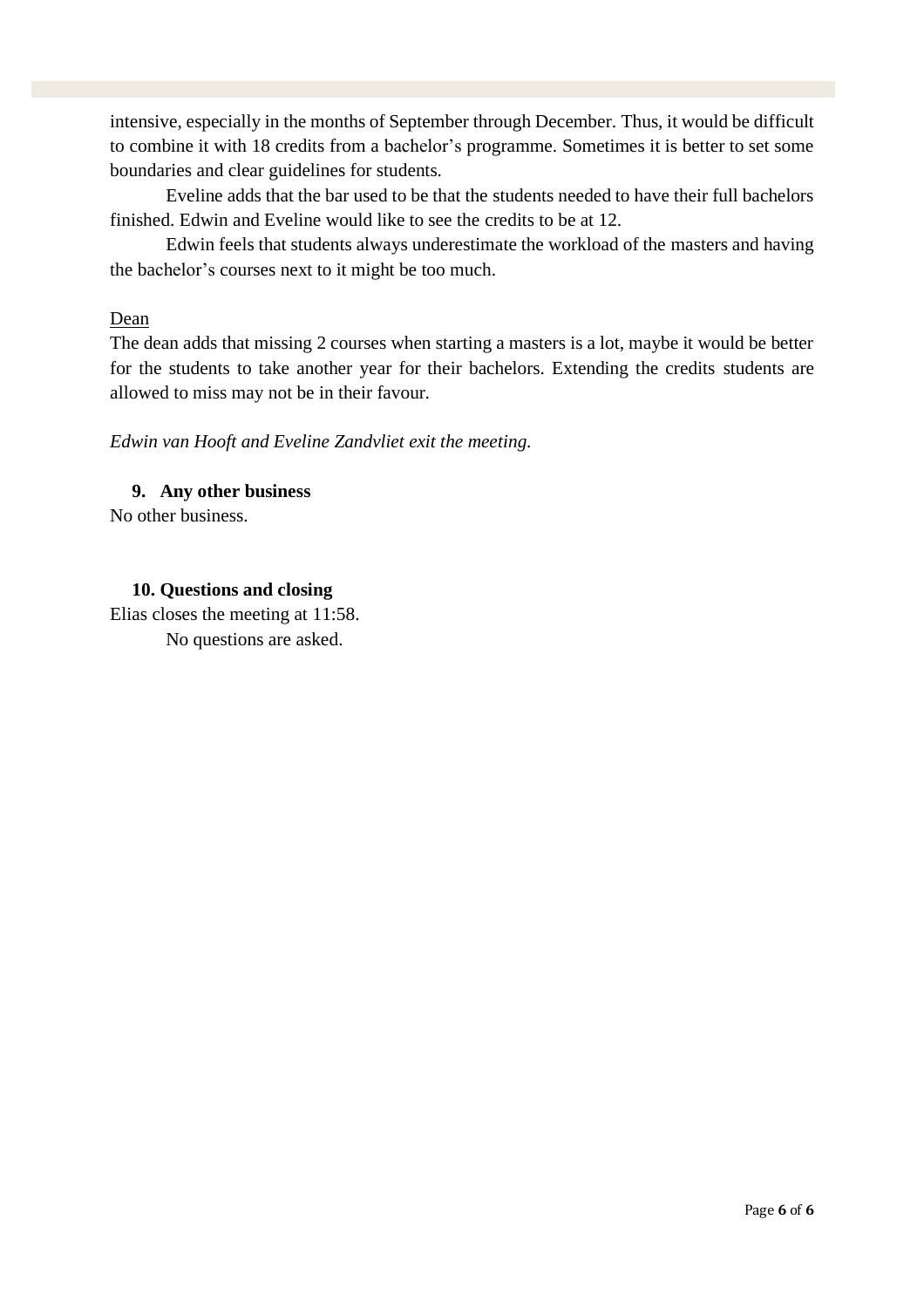intensive, especially in the months of September through December. Thus, it would be difficult to combine it with 18 credits from a bachelor's programme. Sometimes it is better to set some boundaries and clear guidelines for students.

Eveline adds that the bar used to be that the students needed to have their full bachelors finished. Edwin and Eveline would like to see the credits to be at 12.

Edwin feels that students always underestimate the workload of the masters and having the bachelor's courses next to it might be too much.

Dean

The dean adds that missing 2 courses when starting a masters is a lot, maybe it would be better for the students to take another year for their bachelors. Extending the credits students are allowed to miss may not be in their favour.

*Edwin van Hooft and Eveline Zandvliet exit the meeting.*

### 9. Any other business

No other business.

### 10. Questions and closing

Elias closes the meeting at 11:58.

No questions are asked.